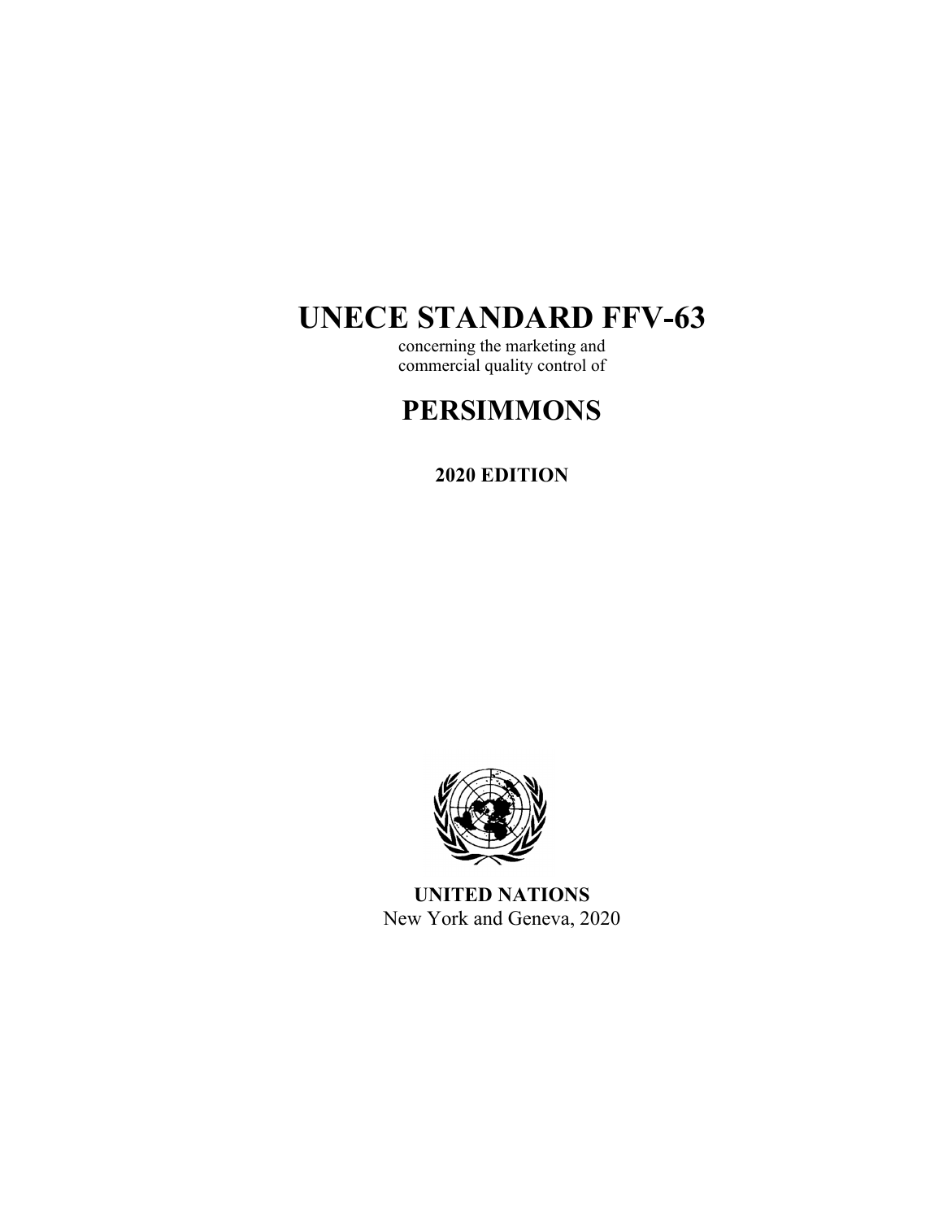# UNECE STANDARD FFV-63

concerning the marketing and commercial quality control of

# PERSIMMONS

**2020 EDITION**

**UNITED NATIONS**
New York and Geneva, 2020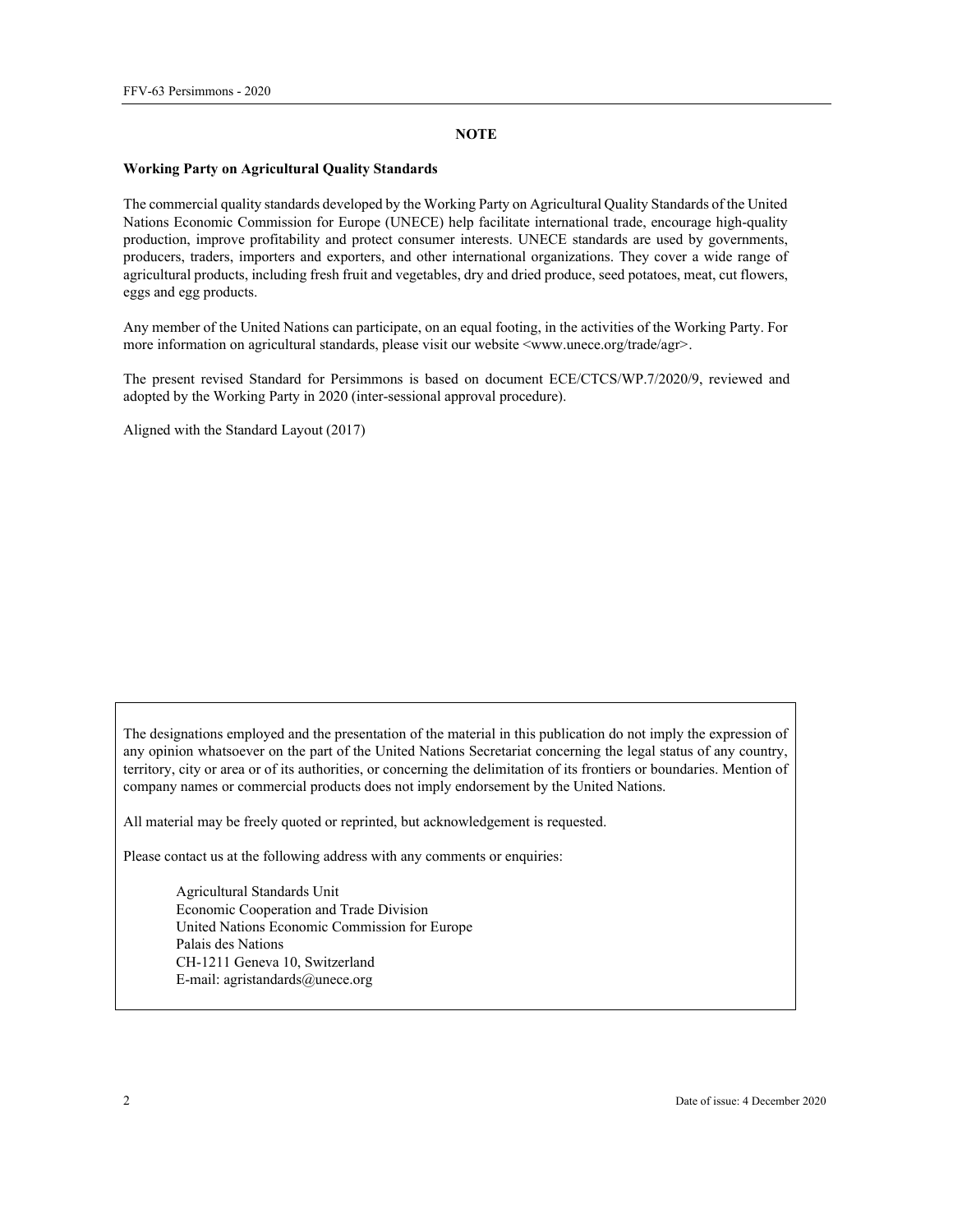## NOTE

**Working Party on Agricultural Quality Standards**

The commercial quality standards developed by the Working Party on Agricultural Quality Standards of the United Nations Economic Commission for Europe (UNECE) help facilitate international trade, encourage high-quality production, improve profitability and protect consumer interests. UNECE standards are used by governments, producers, traders, importers and exporters, and other international organizations. They cover a wide range of agricultural products, including fresh fruit and vegetables, dry and dried produce, seed potatoes, meat, cut flowers, eggs and egg products.

Any member of the United Nations can participate, on an equal footing, in the activities of the Working Party. For more information on agricultural standards, please visit our website <www.unece.org/trade/agr>.

The present revised Standard for Persimmons is based on document ECE/CTCS/WP.7/2020/9, reviewed and adopted by the Working Party in 2020 (inter-sessional approval procedure).

Aligned with the Standard Layout (2017)

The designations employed and the presentation of the material in this publication do not imply the expression of any opinion whatsoever on the part of the United Nations Secretariat concerning the legal status of any country, territory, city or area or of its authorities, or concerning the delimitation of its frontiers or boundaries. Mention of company names or commercial products does not imply endorsement by the United Nations.

All material may be freely quoted or reprinted, but acknowledgement is requested.

Please contact us at the following address with any comments or enquiries:

Agricultural Standards Unit
Economic Cooperation and Trade Division
United Nations Economic Commission for Europe
Palais des Nations
CH-1211 Geneva 10, Switzerland
E-mail: agristandards@unece.org

Date of issue: 4 December 2020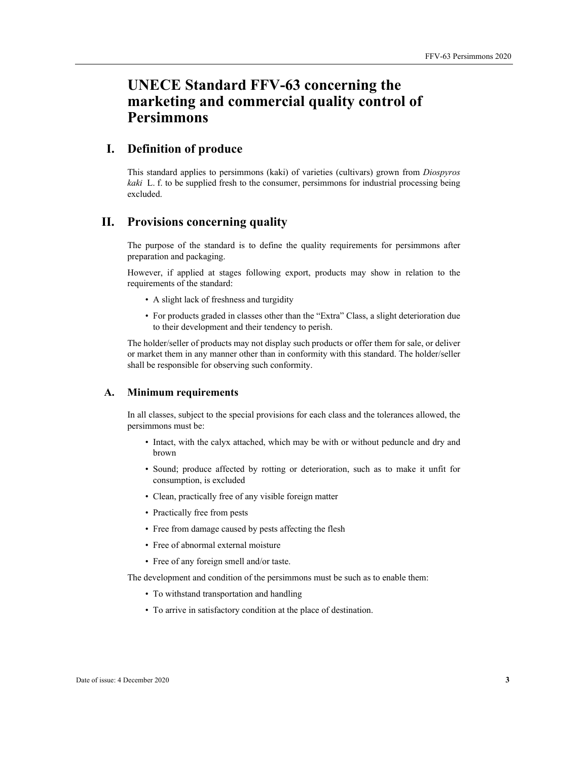# UNECE Standard FFV-63 concerning the marketing and commercial quality control of Persimmons

## I. Definition of produce

This standard applies to persimmons (kaki) of varieties (cultivars) grown from *Diospyros kaki* L. f. to be supplied fresh to the consumer, persimmons for industrial processing being excluded.

## II. Provisions concerning quality

The purpose of the standard is to define the quality requirements for persimmons after preparation and packaging.

However, if applied at stages following export, products may show in relation to the requirements of the standard:

- A slight lack of freshness and turgidity
- For products graded in classes other than the "Extra" Class, a slight deterioration due to their development and their tendency to perish.

The holder/seller of products may not display such products or offer them for sale, or deliver or market them in any manner other than in conformity with this standard. The holder/seller shall be responsible for observing such conformity.

### A. Minimum requirements

In all classes, subject to the special provisions for each class and the tolerances allowed, the persimmons must be:

- Intact, with the calyx attached, which may be with or without peduncle and dry and brown
- Sound; produce affected by rotting or deterioration, such as to make it unfit for consumption, is excluded
- Clean, practically free of any visible foreign matter
- Practically free from pests
- Free from damage caused by pests affecting the flesh
- Free of abnormal external moisture
- Free of any foreign smell and/or taste.

The development and condition of the persimmons must be such as to enable them:

- To withstand transportation and handling
- To arrive in satisfactory condition at the place of destination.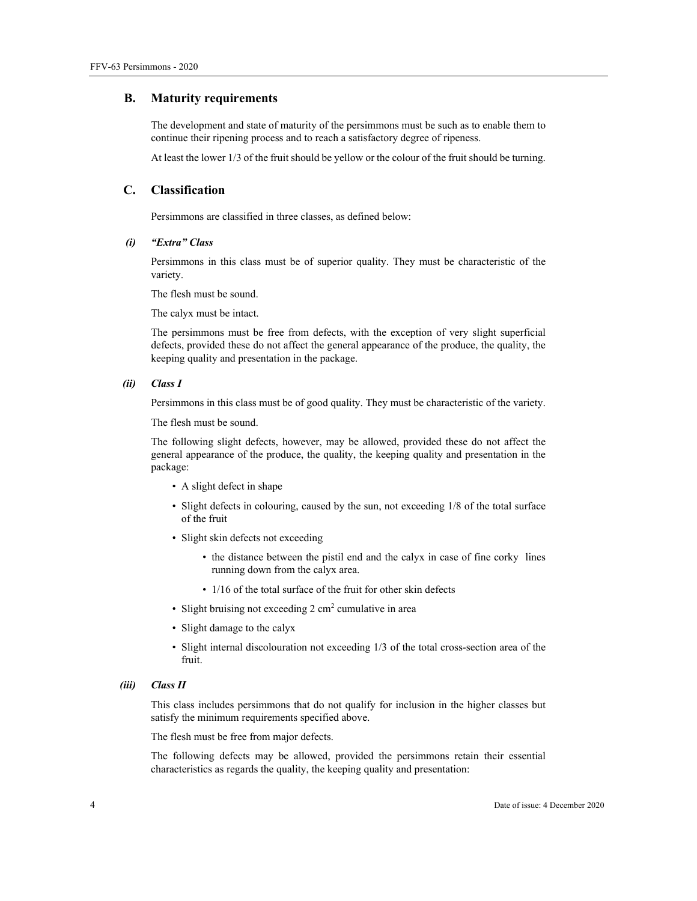## B. Maturity requirements

The development and state of maturity of the persimmons must be such as to enable them to continue their ripening process and to reach a satisfactory degree of ripeness.

At least the lower 1/3 of the fruit should be yellow or the colour of the fruit should be turning.

## C. Classification

Persimmons are classified in three classes, as defined below:

### *(i) "Extra" Class*

Persimmons in this class must be of superior quality. They must be characteristic of the variety.

The flesh must be sound.

The calyx must be intact.

The persimmons must be free from defects, with the exception of very slight superficial defects, provided these do not affect the general appearance of the produce, the quality, the keeping quality and presentation in the package.

### *(ii) Class I*

Persimmons in this class must be of good quality. They must be characteristic of the variety.

The flesh must be sound.

The following slight defects, however, may be allowed, provided these do not affect the general appearance of the produce, the quality, the keeping quality and presentation in the package:

- A slight defect in shape
- Slight defects in colouring, caused by the sun, not exceeding 1/8 of the total surface of the fruit
- Slight skin defects not exceeding
    - the distance between the pistil end and the calyx in case of fine corky lines running down from the calyx area.
    - 1/16 of the total surface of the fruit for other skin defects
- Slight bruising not exceeding 2 $cm^2$ cumulative in area
- Slight damage to the calyx
- Slight internal discolouration not exceeding 1/3 of the total cross-section area of the fruit.

### *(iii) Class II*

This class includes persimmons that do not qualify for inclusion in the higher classes but satisfy the minimum requirements specified above.

The flesh must be free from major defects.

The following defects may be allowed, provided the persimmons retain their essential characteristics as regards the quality, the keeping quality and presentation: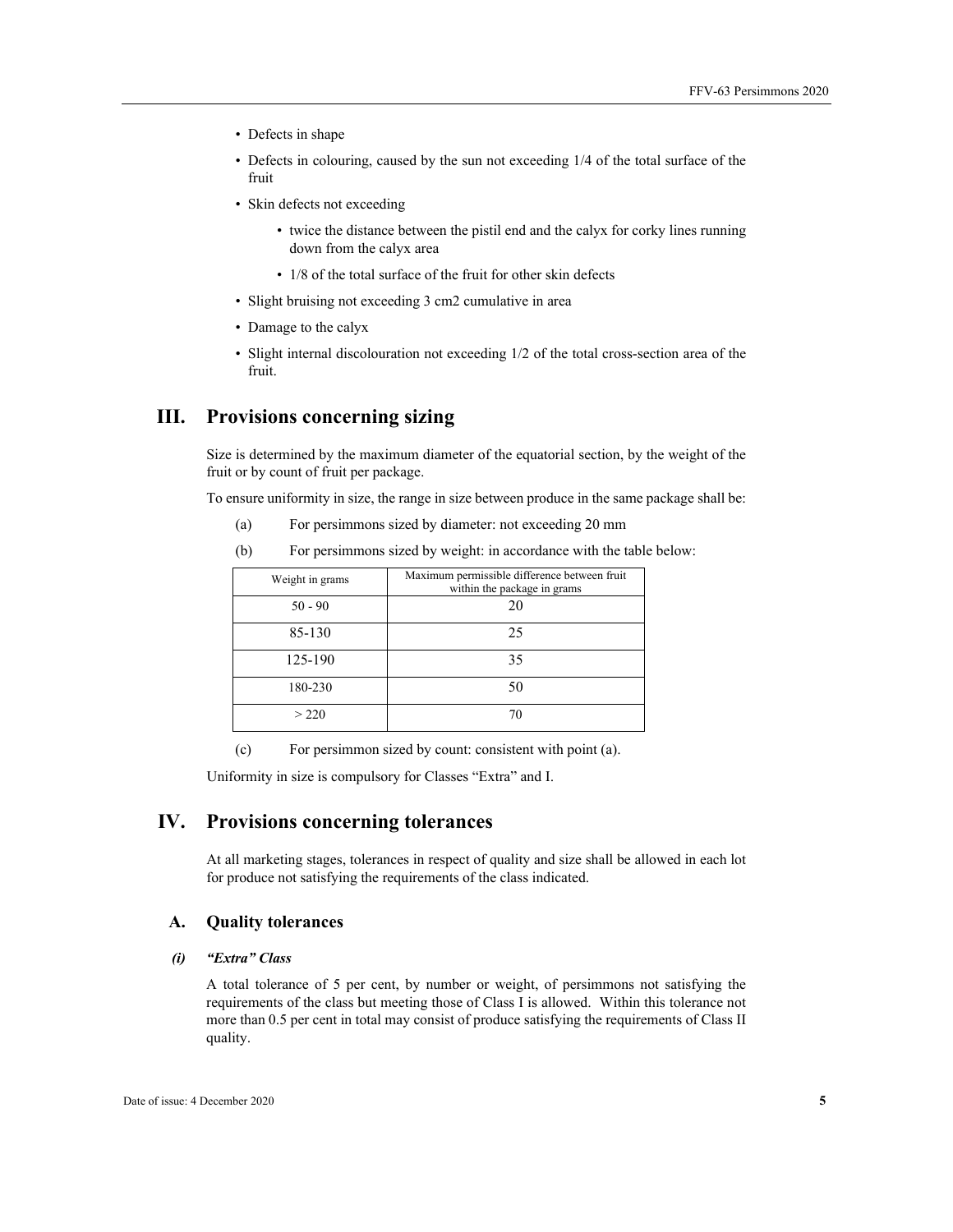- Defects in shape
- Defects in colouring, caused by the sun not exceeding 1/4 of the total surface of the fruit
- Skin defects not exceeding
  - twice the distance between the pistil end and the calyx for corky lines running down from the calyx area
  - 1/8 of the total surface of the fruit for other skin defects
- Slight bruising not exceeding 3 cm2 cumulative in area
- Damage to the calyx
- Slight internal discolouration not exceeding 1/2 of the total cross-section area of the fruit.

# III. Provisions concerning sizing

Size is determined by the maximum diameter of the equatorial section, by the weight of the fruit or by count of fruit per package.

To ensure uniformity in size, the range in size between produce in the same package shall be:

(a) For persimmons sized by diameter: not exceeding 20 mm

(b) For persimmons sized by weight: in accordance with the table below:

| Weight in grams | Maximum permissible difference between fruit within the package in grams |
|---|---|
| 50 - 90 | 20 |
| 85-130 | 25 |
| 125-190 | 35 |
| 180-230 | 50 |
| > 220 | 70 |

(c) For persimmon sized by count: consistent with point (a).

Uniformity in size is compulsory for Classes “Extra” and I.

# IV. Provisions concerning tolerances

At all marketing stages, tolerances in respect of quality and size shall be allowed in each lot for produce not satisfying the requirements of the class indicated.

## A. Quality tolerances

### *(i) “Extra” Class*

A total tolerance of 5 per cent, by number or weight, of persimmons not satisfying the requirements of the class but meeting those of Class I is allowed. Within this tolerance not more than 0.5 per cent in total may consist of produce satisfying the requirements of Class II quality.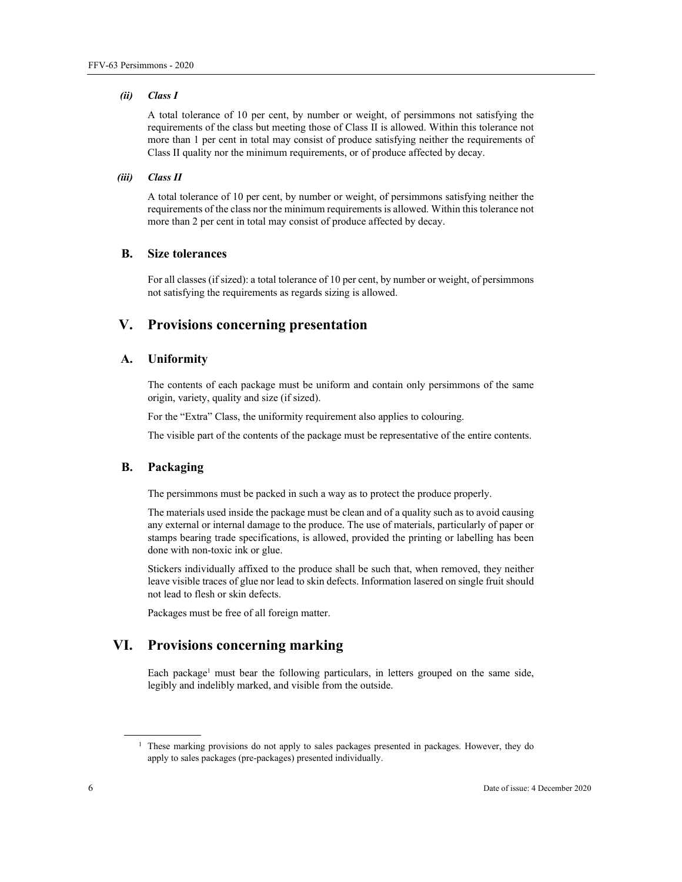#### *(ii)* *Class I*

A total tolerance of 10 per cent, by number or weight, of persimmons not satisfying the requirements of the class but meeting those of Class II is allowed. Within this tolerance not more than 1 per cent in total may consist of produce satisfying neither the requirements of Class II quality nor the minimum requirements, or of produce affected by decay.

#### *(iii)* *Class II*

A total tolerance of 10 per cent, by number or weight, of persimmons satisfying neither the requirements of the class nor the minimum requirements is allowed. Within this tolerance not more than 2 per cent in total may consist of produce affected by decay.

### B. Size tolerances

For all classes (if sized): a total tolerance of 10 per cent, by number or weight, of persimmons not satisfying the requirements as regards sizing is allowed.

## V. Provisions concerning presentation

### A. Uniformity

The contents of each package must be uniform and contain only persimmons of the same origin, variety, quality and size (if sized).

For the "Extra" Class, the uniformity requirement also applies to colouring.

The visible part of the contents of the package must be representative of the entire contents.

### B. Packaging

The persimmons must be packed in such a way as to protect the produce properly.

The materials used inside the package must be clean and of a quality such as to avoid causing any external or internal damage to the produce. The use of materials, particularly of paper or stamps bearing trade specifications, is allowed, provided the printing or labelling has been done with non-toxic ink or glue.

Stickers individually affixed to the produce shall be such that, when removed, they neither leave visible traces of glue nor lead to skin defects. Information lasered on single fruit should not lead to flesh or skin defects.

Packages must be free of all foreign matter.

## VI. Provisions concerning marking

Each package[1] must bear the following particulars, in letters grouped on the same side, legibly and indelibly marked, and visible from the outside.

[1] These marking provisions do not apply to sales packages presented in packages. However, they do apply to sales packages (pre-packages) presented individually.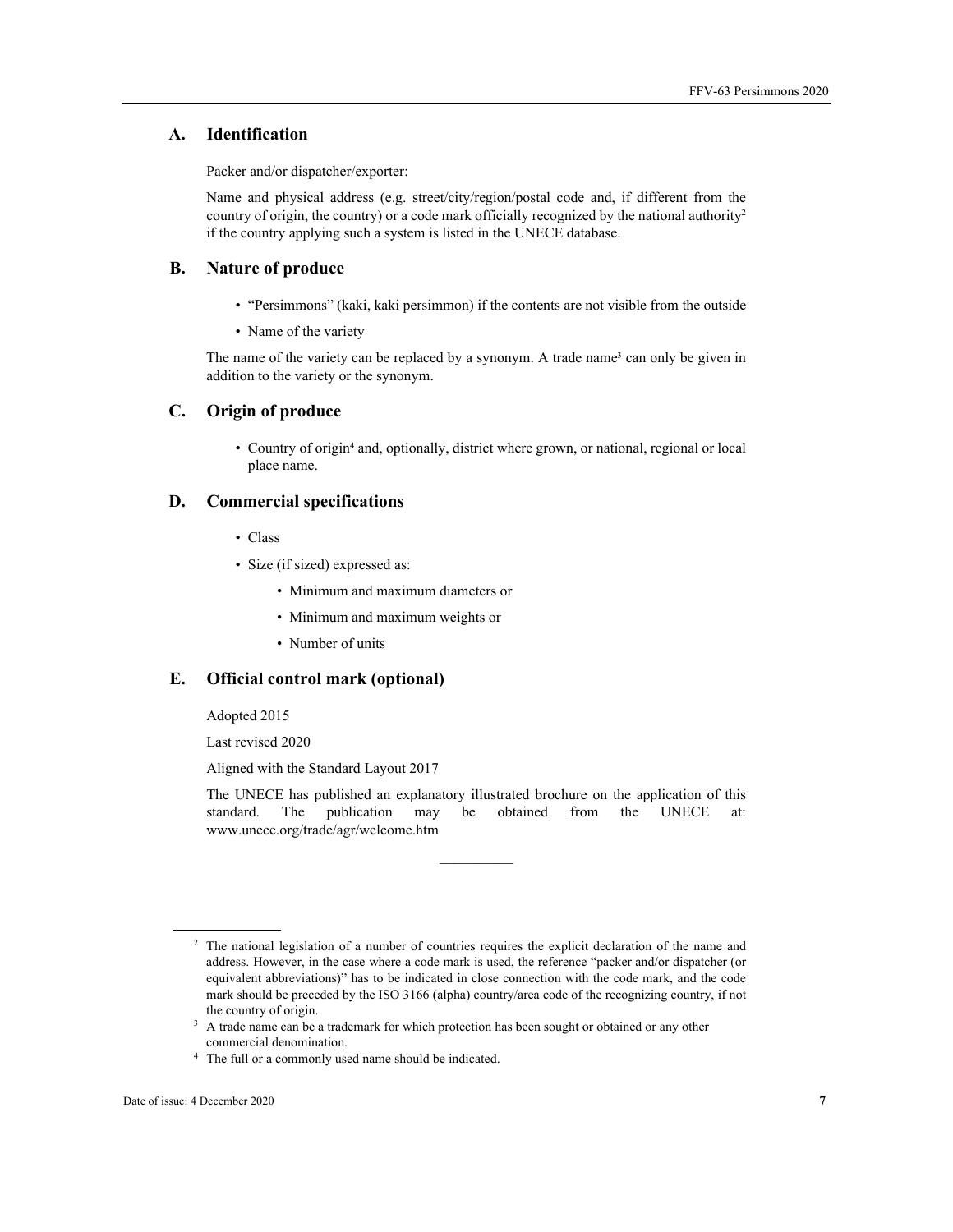## A. Identification

Packer and/or dispatcher/exporter:

Name and physical address (e.g. street/city/region/postal code and, if different from the country of origin, the country) or a code mark officially recognized by the national authority[2] if the country applying such a system is listed in the UNECE database.

## B. Nature of produce

- “Persimmons” (kaki, kaki persimmon) if the contents are not visible from the outside
- Name of the variety

The name of the variety can be replaced by a synonym. A trade name[3] can only be given in addition to the variety or the synonym.

## C. Origin of produce

- Country of origin[4] and, optionally, district where grown, or national, regional or local place name.

## D. Commercial specifications

- Class
- Size (if sized) expressed as:
  - Minimum and maximum diameters or
  - Minimum and maximum weights or
  - Number of units

## E. Official control mark (optional)

Adopted 2015

Last revised 2020

Aligned with the Standard Layout 2017

The UNECE has published an explanatory illustrated brochure on the application of this standard. The publication may be obtained from the UNECE at: www.unece.org/trade/agr/welcome.htm

---

[2] The national legislation of a number of countries requires the explicit declaration of the name and address. However, in the case where a code mark is used, the reference “packer and/or dispatcher (or equivalent abbreviations)” has to be indicated in close connection with the code mark, and the code mark should be preceded by the ISO 3166 (alpha) country/area code of the recognizing country, if not the country of origin.

[3] A trade name can be a trademark for which protection has been sought or obtained or any other commercial denomination.

[4] The full or a commonly used name should be indicated.